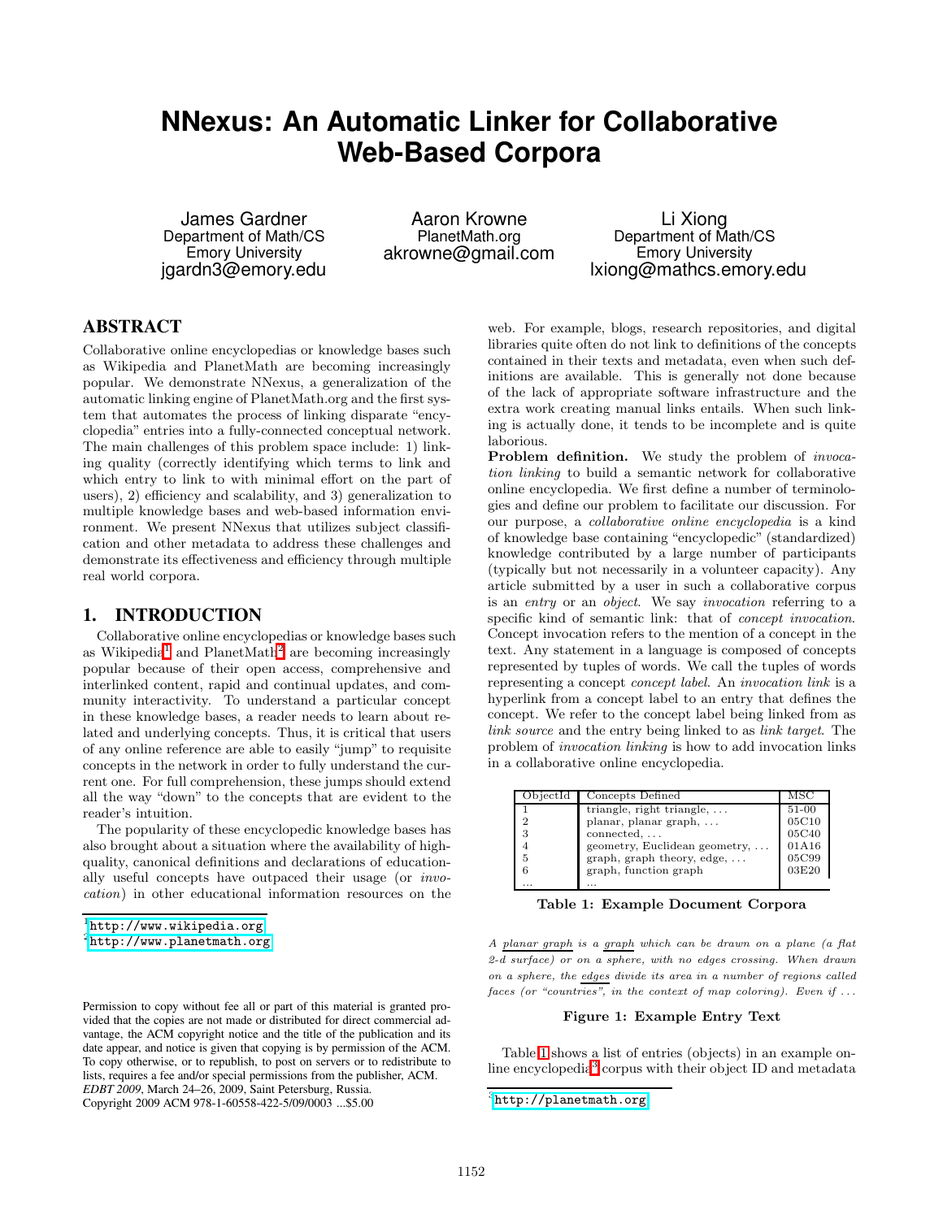# NNexus: An Automatic Linker for Collaborative Web-Based Corpora

James Gardner
Department of Math/CS
Emory University
jgardn3@emory.edu

Aaron Krowne
PlanetMath.org
akrowne@gmail.com

Li Xiong
Department of Math/CS
Emory University
lxiong@mathcs.emory.edu

## ABSTRACT

Collaborative online encyclopedias or knowledge bases such as Wikipedia and PlanetMath are becoming increasingly popular. We demonstrate NNexus, a generalization of the automatic linking engine of PlanetMath.org and the first system that automates the process of linking disparate "encyclopedia" entries into a fully-connected conceptual network. The main challenges of this problem space include: 1) linking quality (correctly identifying which terms to link and which entry to link to with minimal effort on the part of users), 2) efficiency and scalability, and 3) generalization to multiple knowledge bases and web-based information environment. We present NNexus that utilizes subject classification and other metadata to address these challenges and demonstrate its effectiveness and efficiency through multiple real world corpora.

## 1. INTRODUCTION

Collaborative online encyclopedias or knowledge bases such as Wikipedia[1] and PlanetMath[2] are becoming increasingly popular because of their open access, comprehensive and interlinked content, rapid and continual updates, and community interactivity. To understand a particular concept in these knowledge bases, a reader needs to learn about related and underlying concepts. Thus, it is critical that users of any online reference are able to easily "jump" to requisite concepts in the network in order to fully understand the current one. For full comprehension, these jumps should extend all the way "down" to the concepts that are evident to the reader's intuition.

The popularity of these encyclopedic knowledge bases has also brought about a situation where the availability of high-quality, canonical definitions and declarations of educationally useful concepts have outpaced their usage (or *invocation*) in other educational information resources on the web. For example, blogs, research repositories, and digital libraries quite often do not link to definitions of the concepts contained in their texts and metadata, even when such definitions are available. This is generally not done because of the lack of appropriate software infrastructure and the extra work creating manual links entails. When such linking is actually done, it tends to be incomplete and is quite laborious.

**Problem definition.** We study the problem of *invocation linking* to build a semantic network for collaborative online encyclopedia. We first define a number of terminologies and define our problem to facilitate our discussion. For our purpose, a *collaborative online encyclopedia* is a kind of knowledge base containing "encyclopedic" (standardized) knowledge contributed by a large number of participants (typically but not necessarily in a volunteer capacity). Any article submitted by a user in such a collaborative corpus is an *entry* or an *object*. We say *invocation* referring to a specific kind of semantic link: that of *concept invocation*. Concept invocation refers to the mention of a concept in the text. Any statement in a language is composed of concepts represented by tuples of words. We call the tuples of words representing a concept *concept label*. An *invocation link* is a hyperlink from a concept label to an entry that defines the concept. We refer to the concept label being linked from as *link source* and the entry being linked to as *link target*. The problem of *invocation linking* is how to add invocation links in a collaborative online encyclopedia.

| ObjectId | Concepts Defined | MSC |
|---|---|---|
| 1 | triangle, right triangle, ... | 51-00 |
| 2 | planar, planar graph, ... | 05C10 |
| 3 | connected, ... | 05C40 |
| 4 | geometry, Euclidean geometry, ... | 01A16 |
| 5 | graph, graph theory, edge, ... | 05C99 |
| 6 | graph, function graph | 03E20 |
| ... | ... | |

**Table 1: Example Document Corpora**

*A planar graph is a graph which can be drawn on a plane (a flat 2-d surface) or on a sphere, with no edges crossing. When drawn on a sphere, the edges divide its area in a number of regions called faces (or "countries", in the context of map coloring). Even if ...*

**Figure 1: Example Entry Text**

Table 1 shows a list of entries (objects) in an example online encyclopedia[3] corpus with their object ID and metadata

[1] http://www.wikipedia.org
[2] http://www.planetmath.org
[3] http://planetmath.org

Permission to copy without fee all or part of this material is granted provided that the copies are not made or distributed for direct commercial advantage, the ACM copyright notice and the title of the publication and its date appear, and notice is given that copying is by permission of the ACM. To copy otherwise, or to republish, to post on servers or to redistribute to lists, requires a fee and/or special permissions from the publisher, ACM.
*EDBT 2009*, March 24–26, 2009, Saint Petersburg, Russia.
Copyright 2009 ACM 978-1-60558-422-5/09/0003 ...$5.00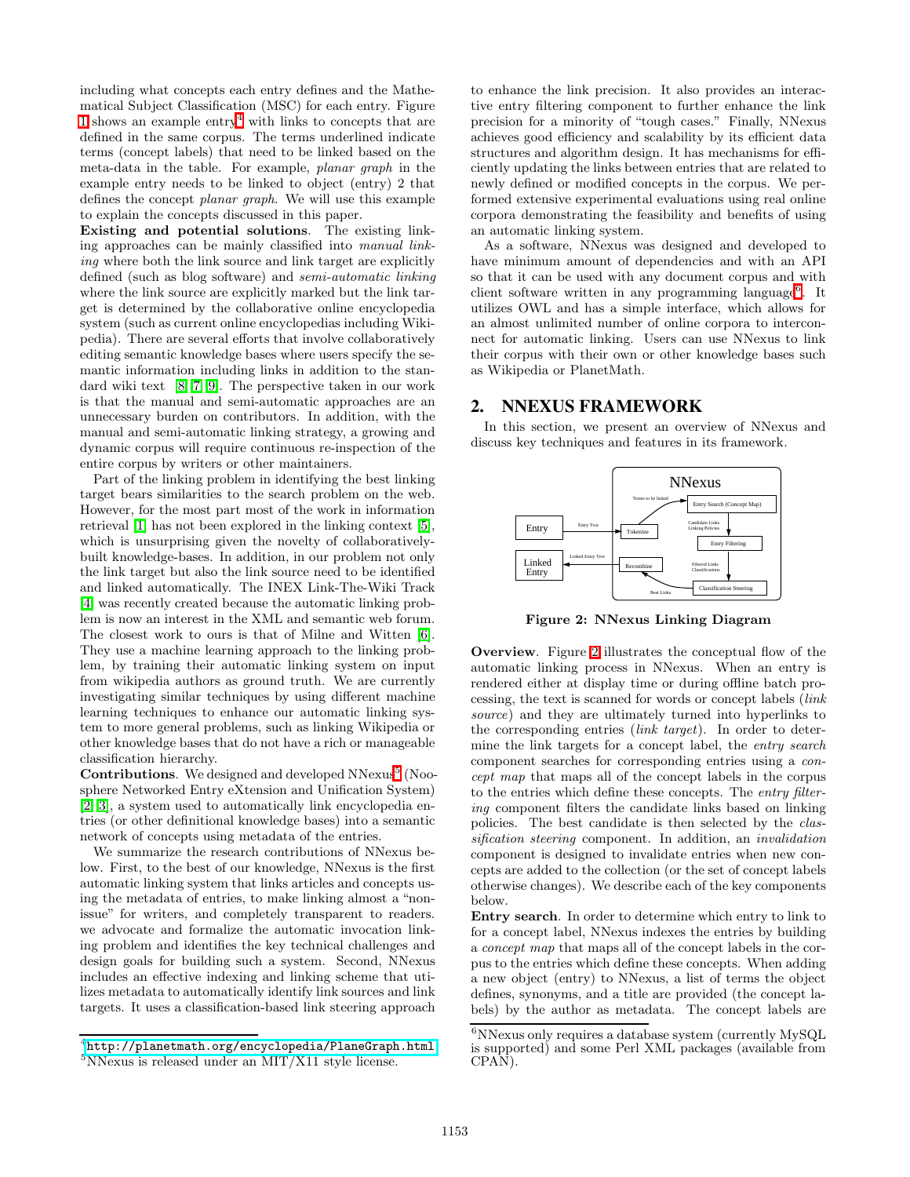including what concepts each entry defines and the Mathematical Subject Classification (MSC) for each entry. Figure 1 shows an example entry[4] with links to concepts that are defined in the same corpus. The terms underlined indicate terms (concept labels) that need to be linked based on the meta-data in the table. For example, *planar graph* in the example entry needs to be linked to object (entry) 2 that defines the concept *planar graph*. We will use this example to explain the concepts discussed in this paper.

**Existing and potential solutions**. The existing linking approaches can be mainly classified into *manual linking* where both the link source and link target are explicitly defined (such as blog software) and *semi-automatic linking* where the link source are explicitly marked but the link target is determined by the collaborative online encyclopedia system (such as current online encyclopedias including Wikipedia). There are several efforts that involve collaboratively editing semantic knowledge bases where users specify the semantic information including links in addition to the standard wiki text [8, 7, 9]. The perspective taken in our work is that the manual and semi-automatic approaches are an unnecessary burden on contributors. In addition, with the manual and semi-automatic linking strategy, a growing and dynamic corpus will require continuous re-inspection of the entire corpus by writers or other maintainers.

Part of the linking problem in identifying the best linking target bears similarities to the search problem on the web. However, for the most part most of the work in information retrieval [1] has not been explored in the linking context [5], which is unsurprising given the novelty of collaboratively-built knowledge-bases. In addition, in our problem not only the link target but also the link source need to be identified and linked automatically. The INEX Link-The-Wiki Track [4] was recently created because the automatic linking problem is now an interest in the XML and semantic web forum. The closest work to ours is that of Milne and Witten [6]. They use a machine learning approach to the linking problem, by training their automatic linking system on input from wikipedia authors as ground truth. We are currently investigating similar techniques by using different machine learning techniques to enhance our automatic linking system to more general problems, such as linking Wikipedia or other knowledge bases that do not have a rich or manageable classification hierarchy.

**Contributions**. We designed and developed NNexus[5] (Noosphere Networked Entry eXtension and Unification System) [2, 3], a system used to automatically link encyclopedia entries (or other definitional knowledge bases) into a semantic network of concepts using metadata of the entries.

We summarize the research contributions of NNexus below. First, to the best of our knowledge, NNexus is the first automatic linking system that links articles and concepts using the metadata of entries, to make linking almost a "non-issue" for writers, and completely transparent to readers. we advocate and formalize the automatic invocation linking problem and identifies the key technical challenges and design goals for building such a system. Second, NNexus includes an effective indexing and linking scheme that utilizes metadata to automatically identify link sources and link targets. It uses a classification-based link steering approach to enhance the link precision. It also provides an interactive entry filtering component to further enhance the link precision for a minority of "tough cases." Finally, NNexus achieves good efficiency and scalability by its efficient data structures and algorithm design. It has mechanisms for efficiently updating the links between entries that are related to newly defined or modified concepts in the corpus. We performed extensive experimental evaluations using real online corpora demonstrating the feasibility and benefits of using an automatic linking system.

As a software, NNexus was designed and developed to have minimum amount of dependencies and with an API so that it can be used with any document corpus and with client software written in any programming language[6]. It utilizes OWL and has a simple interface, which allows for an almost unlimited number of online corpora to interconnect for automatic linking. Users can use NNexus to link their corpus with their own or other knowledge bases such as Wikipedia or PlanetMath.

## 2. NNEXUS FRAMEWORK

In this section, we present an overview of NNexus and discuss key techniques and features in its framework.

**Figure 2: NNexus Linking Diagram**

**Overview**. Figure 2 illustrates the conceptual flow of the automatic linking process in NNexus. When an entry is rendered either at display time or during offline batch processing, the text is scanned for words or concept labels (*link source*) and they are ultimately turned into hyperlinks to the corresponding entries (*link target*). In order to determine the link targets for a concept label, the *entry search* component searches for corresponding entries using a *concept map* that maps all of the concept labels in the corpus to the entries which define these concepts. The *entry filtering* component filters the candidate links based on linking policies. The best candidate is then selected by the *classification steering* component. In addition, an *invalidation* component is designed to invalidate entries when new concepts are added to the collection (or the set of concept labels otherwise changes). We describe each of the key components below.

**Entry search**. In order to determine which entry to link to for a concept label, NNexus indexes the entries by building a *concept map* that maps all of the concept labels in the corpus to the entries which define these concepts. When adding a new object (entry) to NNexus, a list of terms the object defines, synonyms, and a title are provided (the concept labels) by the author as metadata. The concept labels are

[4] http://planetmath.org/encyclopedia/PlaneGraph.html

[5] NNexus is released under an MIT/X11 style license.

[6] NNexus only requires a database system (currently MySQL is supported) and some Perl XML packages (available from CPAN).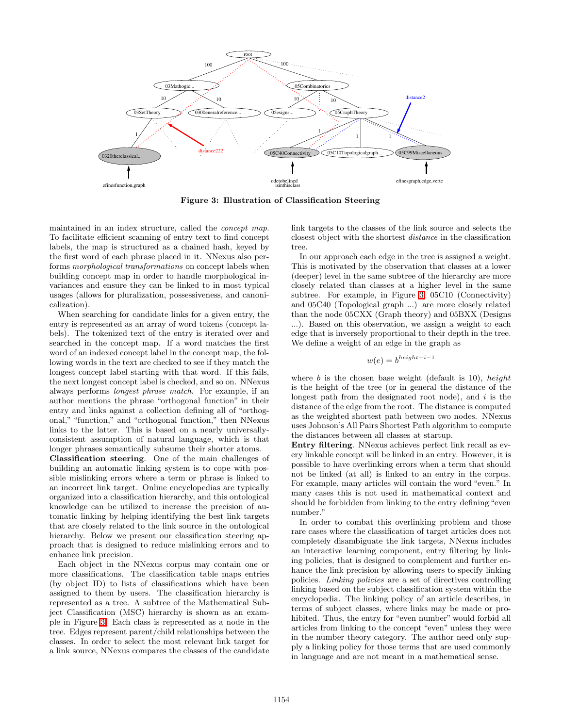root

100

100

03Mathogic...

05Combinatorics

10

10

10

10

distance2

03SetTheory

0300eneralreference...

05esigns...

05CraphTheory

1

1

1

1

0320therclassical...

distance222

05C40Connectivity

05C10Topologicalgraph...

05C99Miscellaneous

efinesfunction,graph

odetobelined isinthisclass

efinesgraph,edge,verte

**Figure 3: Illustration of Classification Steering**

maintained in an index structure, called the *concept map*. To facilitate efficient scanning of entry text to find concept labels, the map is structured as a chained hash, keyed by the first word of each phrase placed in it. NNexus also performs *morphological transformations* on concept labels when building concept map in order to handle morphological invariances and ensure they can be linked to in most typical usages (allows for pluralization, possessiveness, and canonicalization).

When searching for candidate links for a given entry, the entry is represented as an array of word tokens (concept labels). The tokenized text of the entry is iterated over and searched in the concept map. If a word matches the first word of an indexed concept label in the concept map, the following words in the text are checked to see if they match the longest concept label starting with that word. If this fails, the next longest concept label is checked, and so on. NNexus always performs *longest phrase match*. For example, if an author mentions the phrase "orthogonal function" in their entry and links against a collection defining all of "orthogonal," "function," and "orthogonal function," then NNexus links to the latter. This is based on a nearly universally-consistent assumption of natural language, which is that longer phrases semantically subsume their shorter atoms.

**Classification steering**. One of the main challenges of building an automatic linking system is to cope with possible mislinking errors where a term or phrase is linked to an incorrect link target. Online encyclopedias are typically organized into a classification hierarchy, and this ontological knowledge can be utilized to increase the precision of automatic linking by helping identifying the best link targets that are closely related to the link source in the ontological hierarchy. Below we present our classification steering approach that is designed to reduce mislinking errors and to enhance link precision.

Each object in the NNexus corpus may contain one or more classifications. The classification table maps entries (by object ID) to lists of classifications which have been assigned to them by users. The classification hierarchy is represented as a tree. A subtree of the Mathematical Subject Classification (MSC) hierarchy is shown as an example in Figure 3. Each class is represented as a node in the tree. Edges represent parent/child relationships between the classes. In order to select the most relevant link target for a link source, NNexus compares the classes of the candidate link targets to the classes of the link source and selects the closest object with the shortest *distance* in the classification tree.

In our approach each edge in the tree is assigned a weight. This is motivated by the observation that classes at a lower (deeper) level in the same subtree of the hierarchy are more closely related than classes at a higher level in the same subtree. For example, in Figure 3 05C10 (Connectivity) and 05C40 (Topological graph ...) are more closely related than the node 05CXX (Graph theory) and 05BXX (Designs ...). Based on this observation, we assign a weight to each edge that is inversely proportional to their depth in the tree. We define a weight of an edge in the graph as

$$w(e) = b^{height-i-1}$$

where $b$ is the chosen base weight (default is 10), *height* is the height of the tree (or in general the distance of the longest path from the designated root node), and $i$ is the distance of the edge from the root. The distance is computed as the weighted shortest path between two nodes. NNexus uses Johnson's All Pairs Shortest Path algorithm to compute the distances between all classes at startup.

**Entry filtering**. NNexus achieves perfect link recall as every linkable concept will be linked in an entry. However, it is possible to have overlinking errors when a term that should not be linked (at all) is linked to an entry in the corpus. For example, many articles will contain the word "even." In many cases this is not used in mathematical context and should be forbidden from linking to the entry defining "even number."

In order to combat this overlinking problem and those rare cases where the classification of target articles does not completely disambiguate the link targets, NNexus includes an interactive learning component, entry filtering by linking policies, that is designed to complement and further enhance the link precision by allowing users to specify linking policies. *Linking policies* are a set of directives controlling linking based on the subject classification system within the encyclopedia. The linking policy of an article describes, in terms of subject classes, where links may be made or prohibited. Thus, the entry for "even number" would forbid all articles from linking to the concept "even" unless they were in the number theory category. The author need only supply a linking policy for those terms that are used commonly in language and are not meant in a mathematical sense.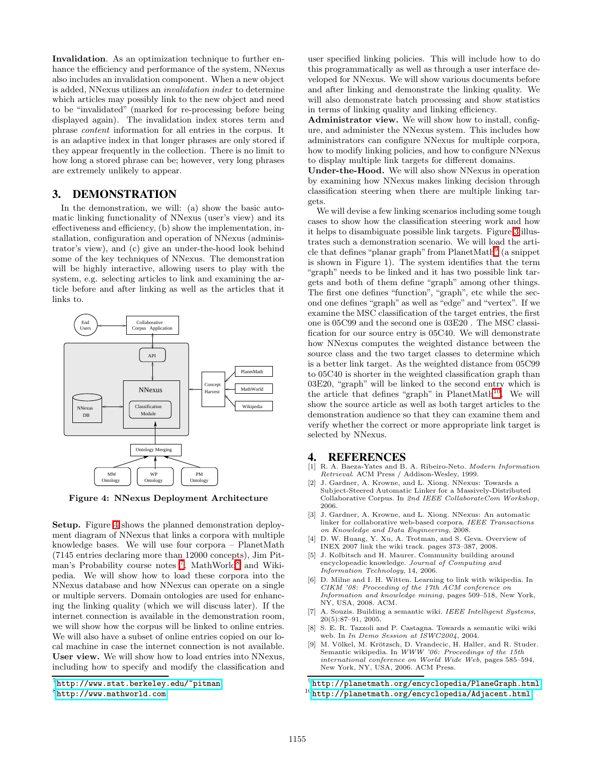**Invalidation**. As an optimization technique to further enhance the efficiency and performance of the system, NNexus also includes an invalidation component. When a new object is added, NNexus utilizes an *invalidation index* to determine which articles may possibly link to the new object and need to be "invalidated" (marked for re-processing before being displayed again). The invalidation index stores term and phrase *content* information for all entries in the corpus. It is an adaptive index in that longer phrases are only stored if they appear frequently in the collection. There is no limit to how long a stored phrase can be; however, very long phrases are extremely unlikely to appear.

## 3. DEMONSTRATION

In the demonstration, we will: (a) show the basic automatic linking functionality of NNexus (user's view) and its effectiveness and efficiency, (b) show the implementation, installation, configuration and operation of NNexus (administrator's view), and (c) give an under-the-hood look behind some of the key techniques of NNexus. The demonstration will be highly interactive, allowing users to play with the system, e.g. selecting articles to link and examining the article before and after linking as well as the articles that it links to.

End Users
Collaborative Corpus Application
API
NNexus
Classification Module
NNexus DB
Concept Harvest
PlanetMath
MathWorld
Wikipedia
Ontology Merging
MW Ontology
WP Ontology
PM Ontology

**Figure 4: NNexus Deployment Architecture**

**Setup.** Figure 4 shows the planned demonstration deployment diagram of NNexus that links a corpora with multiple knowledge bases. We will use four corpora – PlanetMath (7145 entries declaring more than 12000 concepts), Jim Pitman's Probability course notes [7], MathWorld[8] and Wikipedia. We will show how to load these corpora into the NNexus database and how NNexus can operate on a single or multiple servers. Domain ontologies are used for enhancing the linking quality (which we will discuss later). If the internet connection is available in the demonstration room, we will show how the corpus will be linked to online entries. We will also have a subset of online entries copied on our local machine in case the internet connection is not available.
**User view.** We will show how to load entries into NNexus, including how to specify and modify the classification and user specified linking policies. This will include how to do this programmatically as well as through a user interface developed for NNexus. We will show various documents before and after linking and demonstrate the linking quality. We will also demonstrate batch processing and show statistics in terms of linking quality and linking efficiency.
**Administrator view.** We will show how to install, configure, and administer the NNexus system. This includes how administrators can configure NNexus for multiple corpora, how to modify linking policies, and how to configure NNexus to display multiple link targets for different domains.
**Under-the-Hood.** We will also show NNexus in operation by examining how NNexus makes linking decision through classification steering when there are multiple linking targets.

We will devise a few linking scenarios including some tough cases to show how the classification steering work and how it helps to disambiguate possible link targets. Figure 3 illustrates such a demonstration scenario. We will load the article that defines "planar graph" from PlanetMath[9] (a snippet is shown in Figure 1). The system identifies that the term "graph" needs to be linked and it has two possible link targets and both of them define "graph" among other things. The first one defines "function", "graph", etc while the second one defines "graph" as well as "edge" and "vertex". If we examine the MSC classification of the target entries, the first one is 05C99 and the second one is 03E20 . The MSC classification for our source entry is 05C40. We will demonstrate how NNexus computes the weighted distance between the source class and the two target classes to determine which is a better link target. As the weighted distance from 05C99 to 05C40 is shorter in the weighted classification graph than 03E20, "graph" will be linked to the second entry which is the article that defines "graph" in PlanetMath[10]. We will show the source article as well as both target articles to the demonstration audience so that they can examine them and verify whether the correct or more appropriate link target is selected by NNexus.

## 4. REFERENCES

[1] R. A. Baeza-Yates and B. A. Ribeiro-Neto. *Modern Information Retrieval*. ACM Press / Addison-Wesley, 1999.
[2] J. Gardner, A. Krowne, and L. Xiong. NNexus: Towards a Subject-Steered Automatic Linker for a Massively-Distributed Collaborative Corpus. In *2nd IEEE CollaborateCom Workshop*, 2006.
[3] J. Gardner, A. Krowne, and L. Xiong. NNexus: An automatic linker for collaborative web-based corpora. *IEEE Transactions on Knowledge and Data Engineering*, 2008.
[4] D. W. Huang, Y. Xu, A. Trotman, and S. Geva. Overview of INEX 2007 link the wiki track. pages 373–387, 2008.
[5] J. Kolbitsch and H. Maurer. Community building around encyclopeadic knowledge. *Journal of Computing and Information Technology*, 14, 2006.
[6] D. Milne and I. H. Witten. Learning to link with wikipedia. In *CIKM '08: Proceeding of the 17th ACM conference on Information and knowledge mining*, pages 509–518, New York, NY, USA, 2008. ACM.
[7] A. Souzis. Building a semantic wiki. *IEEE Intelligent Systems*, 20(5):87–91, 2005.
[8] S. E. R. Tazzoli and P. Castagna. Towards a semantic wiki wiki web. In *In Demo Session at ISWC2004*, 2004.
[9] M. Völkel, M. Krötzsch, D. Vrandecic, H. Haller, and R. Studer. Semantic wikipedia. In *WWW '06: Proceedings of the 15th international conference on World Wide Web*, pages 585–594, New York, NY, USA, 2006. ACM Press.

[7] http://www.stat.berkeley.edu/~pitman
[8] http://www.mathworld.com
[9] http://planetmath.org/encyclopedia/PlaneGraph.html
[10] http://planetmath.org/encyclopedia/Adjacent.html